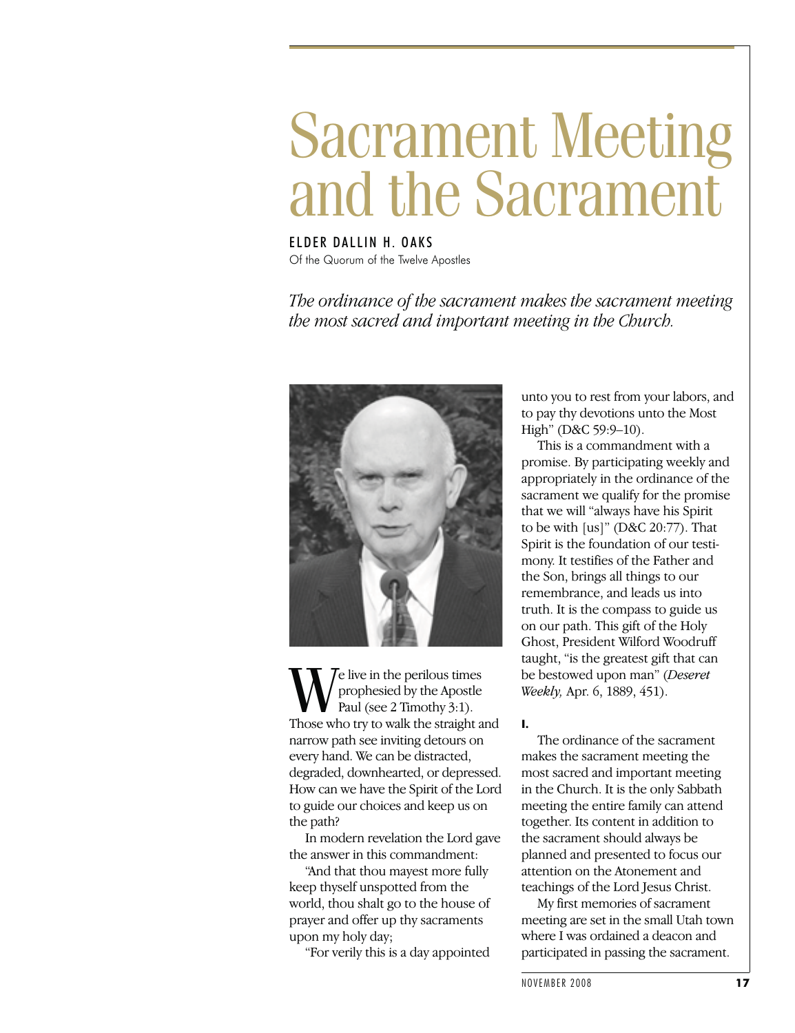# Sacrament Meeting and the Sacrament

ELDER DALLIN H. OAKS

Of the Quorum of the Twelve Apostles

*The ordinance of the sacrament makes the sacrament meeting the most sacred and important meeting in the Church.*

We live in the perilous times prophesied by the Apostle Paul (see 2 Timothy 3:1). Those who try to walk the straight and narrow path see inviting detours on every hand. We can be distracted, degraded, downhearted, or depressed. How can we have the Spirit of the Lord to guide our choices and keep us on the path?

In modern revelation the Lord gave the answer in this commandment:

"And that thou mayest more fully keep thyself unspotted from the world, thou shalt go to the house of prayer and offer up thy sacraments upon my holy day;

"For verily this is a day appointed unto you to rest from your labors, and to pay thy devotions unto the Most High" (D&C 59:9–10).

This is a commandment with a promise. By participating weekly and appropriately in the ordinance of the sacrament we qualify for the promise that we will "always have his Spirit to be with [us]" (D&C 20:77). That Spirit is the foundation of our testimony. It testifies of the Father and the Son, brings all things to our remembrance, and leads us into truth. It is the compass to guide us on our path. This gift of the Holy Ghost, President Wilford Woodruff taught, "is the greatest gift that can be bestowed upon man" (*Deseret Weekly,* Apr. 6, 1889, 451).

**I.**

The ordinance of the sacrament makes the sacrament meeting the most sacred and important meeting in the Church. It is the only Sabbath meeting the entire family can attend together. Its content in addition to the sacrament should always be planned and presented to focus our attention on the Atonement and teachings of the Lord Jesus Christ.

My first memories of sacrament meeting are set in the small Utah town where I was ordained a deacon and participated in passing the sacrament.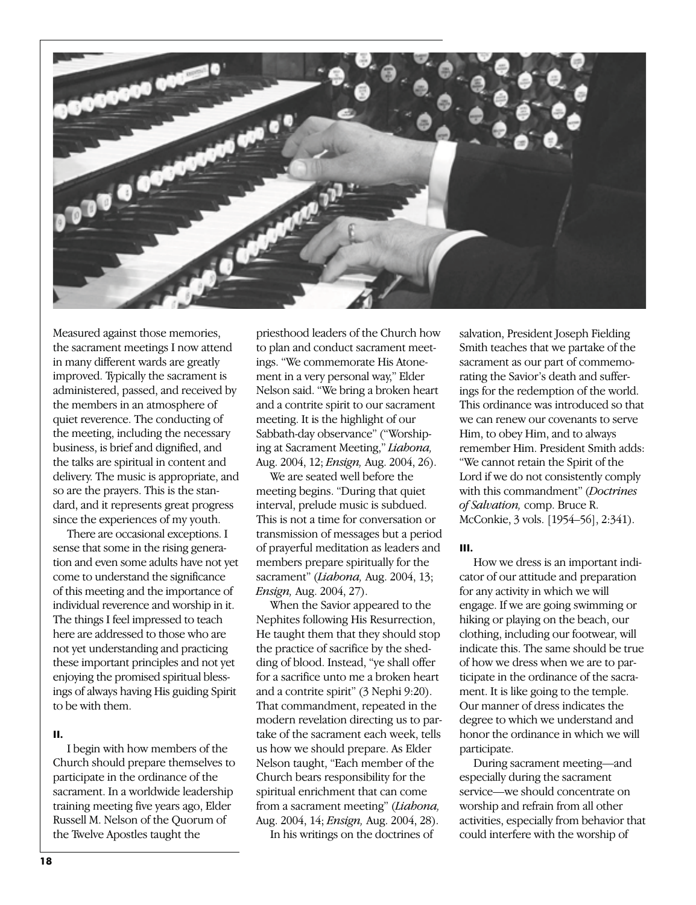Measured against those memories, the sacrament meetings I now attend in many different wards are greatly improved. Typically the sacrament is administered, passed, and received by the members in an atmosphere of quiet reverence. The conducting of the meeting, including the necessary business, is brief and dignified, and the talks are spiritual in content and delivery. The music is appropriate, and so are the prayers. This is the standard, and it represents great progress since the experiences of my youth.

There are occasional exceptions. I sense that some in the rising generation and even some adults have not yet come to understand the significance of this meeting and the importance of individual reverence and worship in it. The things I feel impressed to teach here are addressed to those who are not yet understanding and practicing these important principles and not yet enjoying the promised spiritual blessings of always having His guiding Spirit to be with them.

**II.**

I begin with how members of the Church should prepare themselves to participate in the ordinance of the sacrament. In a worldwide leadership training meeting five years ago, Elder Russell M. Nelson of the Quorum of the Twelve Apostles taught the priesthood leaders of the Church how to plan and conduct sacrament meetings. "We commemorate His Atonement in a very personal way," Elder Nelson said. "We bring a broken heart and a contrite spirit to our sacrament meeting. It is the highlight of our Sabbath-day observance" ("Worshiping at Sacrament Meeting," *Liahona,* Aug. 2004, 12; *Ensign,* Aug. 2004, 26).

We are seated well before the meeting begins. "During that quiet interval, prelude music is subdued. This is not a time for conversation or transmission of messages but a period of prayerful meditation as leaders and members prepare spiritually for the sacrament" (*Liahona,* Aug. 2004, 13; *Ensign,* Aug. 2004, 27).

When the Savior appeared to the Nephites following His Resurrection, He taught them that they should stop the practice of sacrifice by the shedding of blood. Instead, "ye shall offer for a sacrifice unto me a broken heart and a contrite spirit" (3 Nephi 9:20). That commandment, repeated in the modern revelation directing us to partake of the sacrament each week, tells us how we should prepare. As Elder Nelson taught, "Each member of the Church bears responsibility for the spiritual enrichment that can come from a sacrament meeting" (*Liahona,* Aug. 2004, 14; *Ensign,* Aug. 2004, 28).

In his writings on the doctrines of salvation, President Joseph Fielding Smith teaches that we partake of the sacrament as our part of commemorating the Savior's death and sufferings for the redemption of the world. This ordinance was introduced so that we can renew our covenants to serve Him, to obey Him, and to always remember Him. President Smith adds: "We cannot retain the Spirit of the Lord if we do not consistently comply with this commandment" (*Doctrines of Salvation,* comp. Bruce R. McConkie, 3 vols. [1954–56], 2:341).

**III.**

How we dress is an important indicator of our attitude and preparation for any activity in which we will engage. If we are going swimming or hiking or playing on the beach, our clothing, including our footwear, will indicate this. The same should be true of how we dress when we are to participate in the ordinance of the sacrament. It is like going to the temple. Our manner of dress indicates the degree to which we understand and honor the ordinance in which we will participate.

During sacrament meeting—and especially during the sacrament service—we should concentrate on worship and refrain from all other activities, especially from behavior that could interfere with the worship of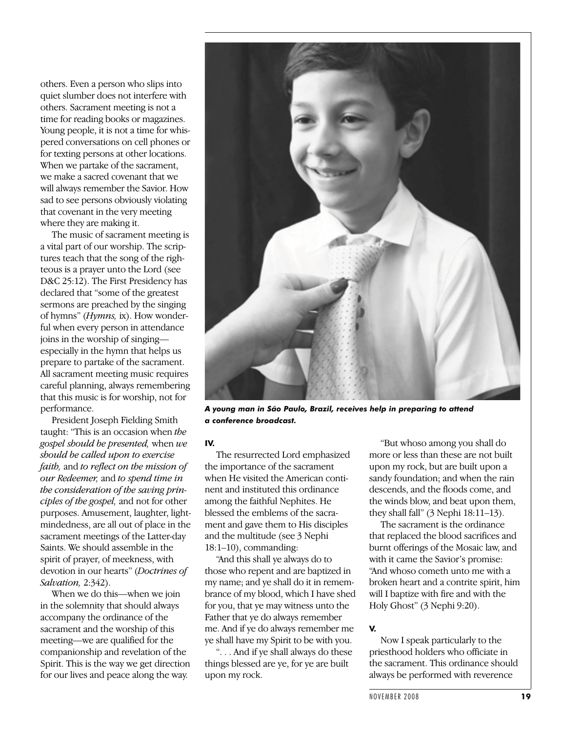others. Even a person who slips into quiet slumber does not interfere with others. Sacrament meeting is not a time for reading books or magazines. Young people, it is not a time for whispered conversations on cell phones or for texting persons at other locations. When we partake of the sacrament, we make a sacred covenant that we will always remember the Savior. How sad to see persons obviously violating that covenant in the very meeting where they are making it.

The music of sacrament meeting is a vital part of our worship. The scriptures teach that the song of the righteous is a prayer unto the Lord (see D&C 25:12). The First Presidency has declared that "some of the greatest sermons are preached by the singing of hymns" (*Hymns,* ix). How wonderful when every person in attendance joins in the worship of singing—especially in the hymn that helps us prepare to partake of the sacrament. All sacrament meeting music requires careful planning, always remembering that this music is for worship, not for performance.

President Joseph Fielding Smith taught: "This is an occasion when *the gospel should be presented,* when *we should be called upon to exercise faith,* and *to reflect on the mission of our Redeemer,* and *to spend time in the consideration of the saving principles of the gospel,* and not for other purposes. Amusement, laughter, lightmindedness, are all out of place in the sacrament meetings of the Latter-day Saints. We should assemble in the spirit of prayer, of meekness, with devotion in our hearts" (*Doctrines of Salvation,* 2:342).

When we do this—when we join in the solemnity that should always accompany the ordinance of the sacrament and the worship of this meeting—we are qualified for the companionship and revelation of the Spirit. This is the way we get direction for our lives and peace along the way.

***A young man in São Paulo, Brazil, receives help in preparing to attend a conference broadcast.***

**IV.**

The resurrected Lord emphasized the importance of the sacrament when He visited the American continent and instituted this ordinance among the faithful Nephites. He blessed the emblems of the sacrament and gave them to His disciples and the multitude (see 3 Nephi 18:1–10), commanding:

"And this shall ye always do to those who repent and are baptized in my name; and ye shall do it in remembrance of my blood, which I have shed for you, that ye may witness unto the Father that ye do always remember me. And if ye do always remember me ye shall have my Spirit to be with you.

". . . And if ye shall always do these things blessed are ye, for ye are built upon my rock.

"But whoso among you shall do more or less than these are not built upon my rock, but are built upon a sandy foundation; and when the rain descends, and the floods come, and the winds blow, and beat upon them, they shall fall" (3 Nephi 18:11–13).

The sacrament is the ordinance that replaced the blood sacrifices and burnt offerings of the Mosaic law, and with it came the Savior's promise: "And whoso cometh unto me with a broken heart and a contrite spirit, him will I baptize with fire and with the Holy Ghost" (3 Nephi 9:20).

**V.**

Now I speak particularly to the priesthood holders who officiate in the sacrament. This ordinance should always be performed with reverence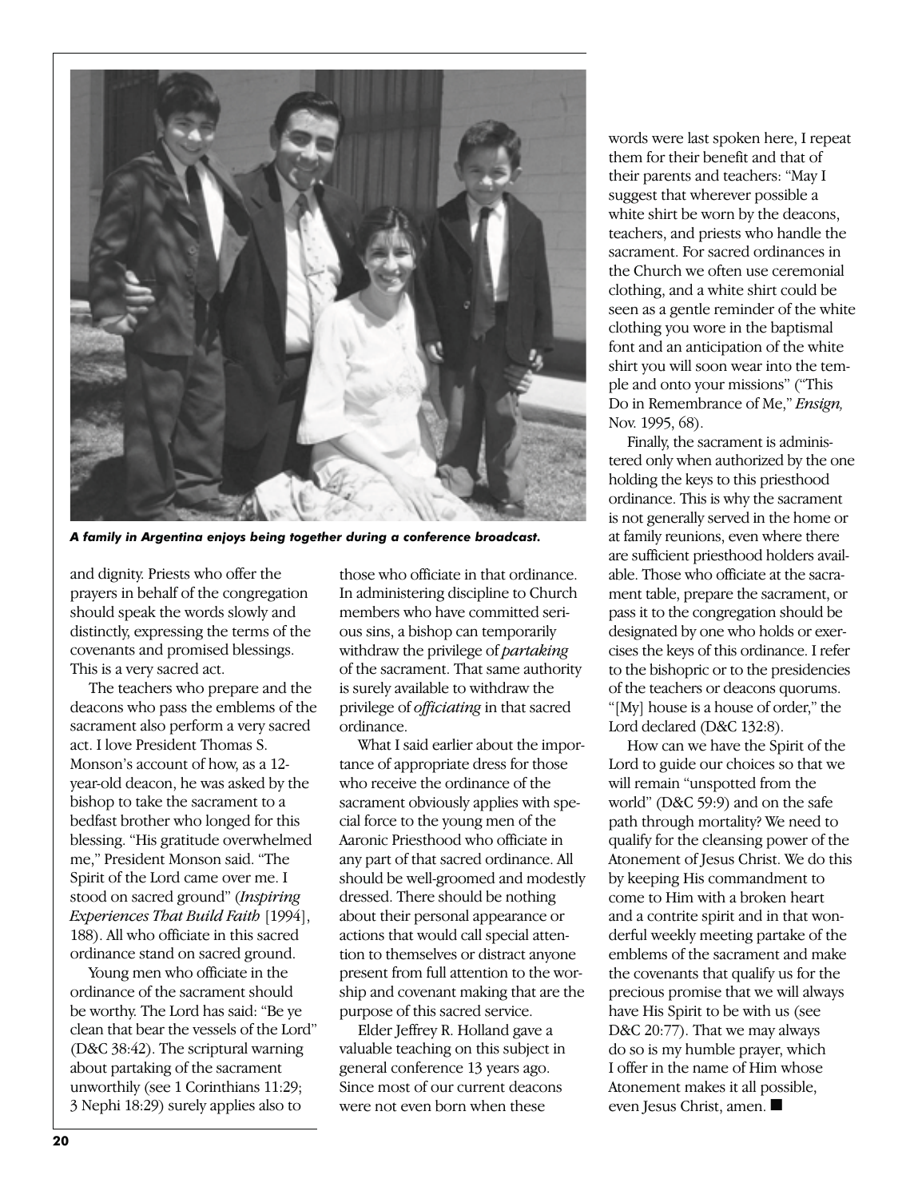*A family in Argentina enjoys being together during a conference broadcast.*

and dignity. Priests who offer the prayers in behalf of the congregation should speak the words slowly and distinctly, expressing the terms of the covenants and promised blessings. This is a very sacred act.

The teachers who prepare and the deacons who pass the emblems of the sacrament also perform a very sacred act. I love President Thomas S. Monson's account of how, as a 12-year-old deacon, he was asked by the bishop to take the sacrament to a bedfast brother who longed for this blessing. "His gratitude overwhelmed me," President Monson said. "The Spirit of the Lord came over me. I stood on sacred ground" (*Inspiring Experiences That Build Faith* [1994], 188). All who officiate in this sacred ordinance stand on sacred ground.

Young men who officiate in the ordinance of the sacrament should be worthy. The Lord has said: "Be ye clean that bear the vessels of the Lord" (D&C 38:42). The scriptural warning about partaking of the sacrament unworthily (see 1 Corinthians 11:29; 3 Nephi 18:29) surely applies also to those who officiate in that ordinance. In administering discipline to Church members who have committed serious sins, a bishop can temporarily withdraw the privilege of *partaking* of the sacrament. That same authority is surely available to withdraw the privilege of *officiating* in that sacred ordinance.

What I said earlier about the importance of appropriate dress for those who receive the ordinance of the sacrament obviously applies with special force to the young men of the Aaronic Priesthood who officiate in any part of that sacred ordinance. All should be well-groomed and modestly dressed. There should be nothing about their personal appearance or actions that would call special attention to themselves or distract anyone present from full attention to the worship and covenant making that are the purpose of this sacred service.

Elder Jeffrey R. Holland gave a valuable teaching on this subject in general conference 13 years ago. Since most of our current deacons were not even born when these words were last spoken here, I repeat them for their benefit and that of their parents and teachers: "May I suggest that wherever possible a white shirt be worn by the deacons, teachers, and priests who handle the sacrament. For sacred ordinances in the Church we often use ceremonial clothing, and a white shirt could be seen as a gentle reminder of the white clothing you wore in the baptismal font and an anticipation of the white shirt you will soon wear into the temple and onto your missions" ("This Do in Remembrance of Me," *Ensign,* Nov. 1995, 68).

Finally, the sacrament is administered only when authorized by the one holding the keys to this priesthood ordinance. This is why the sacrament is not generally served in the home or at family reunions, even where there are sufficient priesthood holders available. Those who officiate at the sacrament table, prepare the sacrament, or pass it to the congregation should be designated by one who holds or exercises the keys of this ordinance. I refer to the bishopric or to the presidencies of the teachers or deacons quorums. "[My] house is a house of order," the Lord declared (D&C 132:8).

How can we have the Spirit of the Lord to guide our choices so that we will remain "unspotted from the world" (D&C 59:9) and on the safe path through mortality? We need to qualify for the cleansing power of the Atonement of Jesus Christ. We do this by keeping His commandment to come to Him with a broken heart and a contrite spirit and in that wonderful weekly meeting partake of the emblems of the sacrament and make the covenants that qualify us for the precious promise that we will always have His Spirit to be with us (see D&C 20:77). That we may always do so is my humble prayer, which I offer in the name of Him whose Atonement makes it all possible, even Jesus Christ, amen. ■